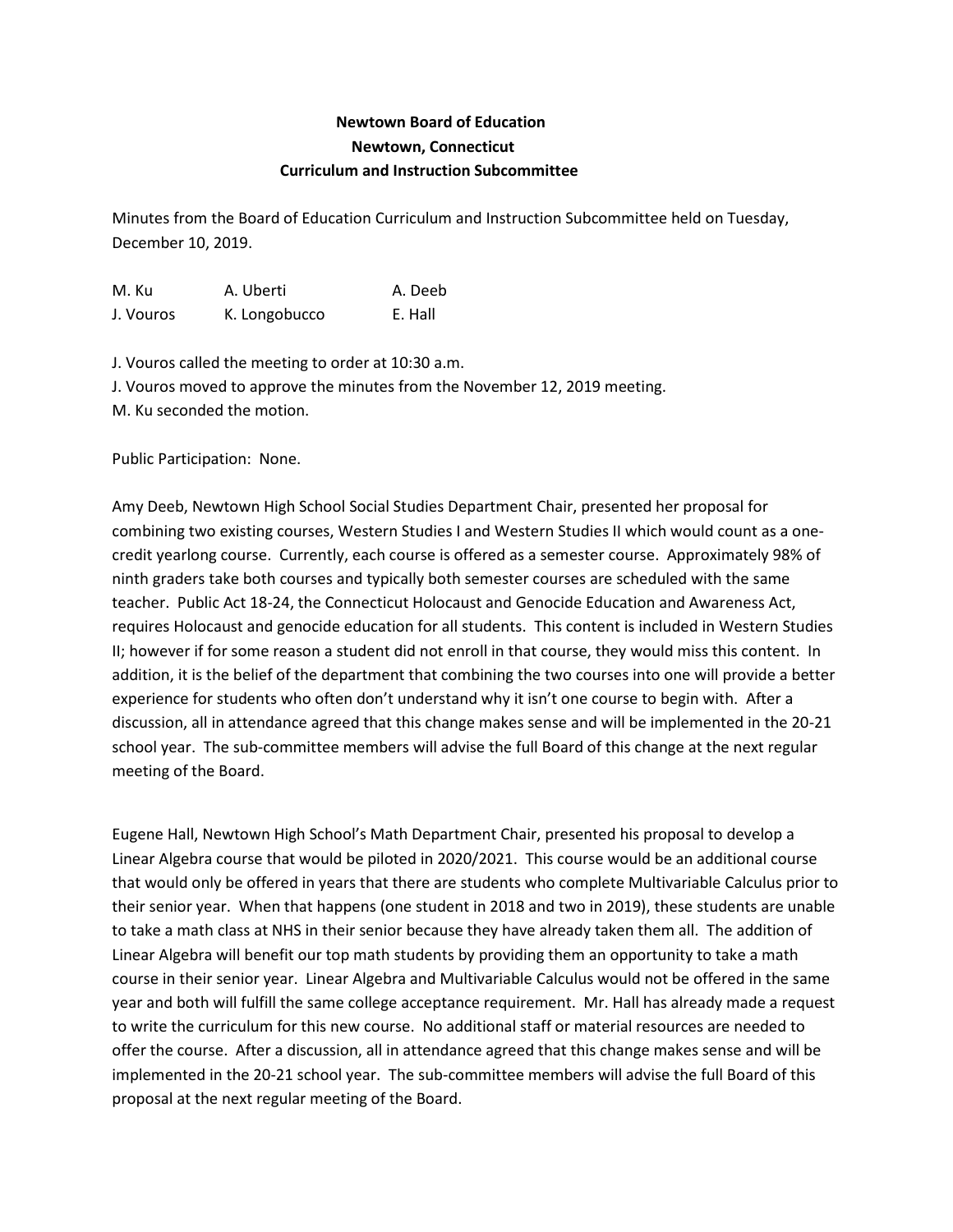**Newtown Board of Education**
**Newtown, Connecticut**
**Curriculum and Instruction Subcommittee**

Minutes from the Board of Education Curriculum and Instruction Subcommittee held on Tuesday, December 10, 2019.

| | | |
|---|---|---|
| M. Ku | A. Uberti | A. Deeb |
| J. Vouros | K. Longobucco | E. Hall |

J. Vouros called the meeting to order at 10:30 a.m.
J. Vouros moved to approve the minutes from the November 12, 2019 meeting.
M. Ku seconded the motion.

Public Participation: None.

Amy Deeb, Newtown High School Social Studies Department Chair, presented her proposal for combining two existing courses, Western Studies I and Western Studies II which would count as a one-credit yearlong course. Currently, each course is offered as a semester course. Approximately 98% of ninth graders take both courses and typically both semester courses are scheduled with the same teacher. Public Act 18-24, the Connecticut Holocaust and Genocide Education and Awareness Act, requires Holocaust and genocide education for all students. This content is included in Western Studies II; however if for some reason a student did not enroll in that course, they would miss this content. In addition, it is the belief of the department that combining the two courses into one will provide a better experience for students who often don't understand why it isn't one course to begin with. After a discussion, all in attendance agreed that this change makes sense and will be implemented in the 20-21 school year. The sub-committee members will advise the full Board of this change at the next regular meeting of the Board.

Eugene Hall, Newtown High School's Math Department Chair, presented his proposal to develop a Linear Algebra course that would be piloted in 2020/2021. This course would be an additional course that would only be offered in years that there are students who complete Multivariable Calculus prior to their senior year. When that happens (one student in 2018 and two in 2019), these students are unable to take a math class at NHS in their senior because they have already taken them all. The addition of Linear Algebra will benefit our top math students by providing them an opportunity to take a math course in their senior year. Linear Algebra and Multivariable Calculus would not be offered in the same year and both will fulfill the same college acceptance requirement. Mr. Hall has already made a request to write the curriculum for this new course. No additional staff or material resources are needed to offer the course. After a discussion, all in attendance agreed that this change makes sense and will be implemented in the 20-21 school year. The sub-committee members will advise the full Board of this proposal at the next regular meeting of the Board.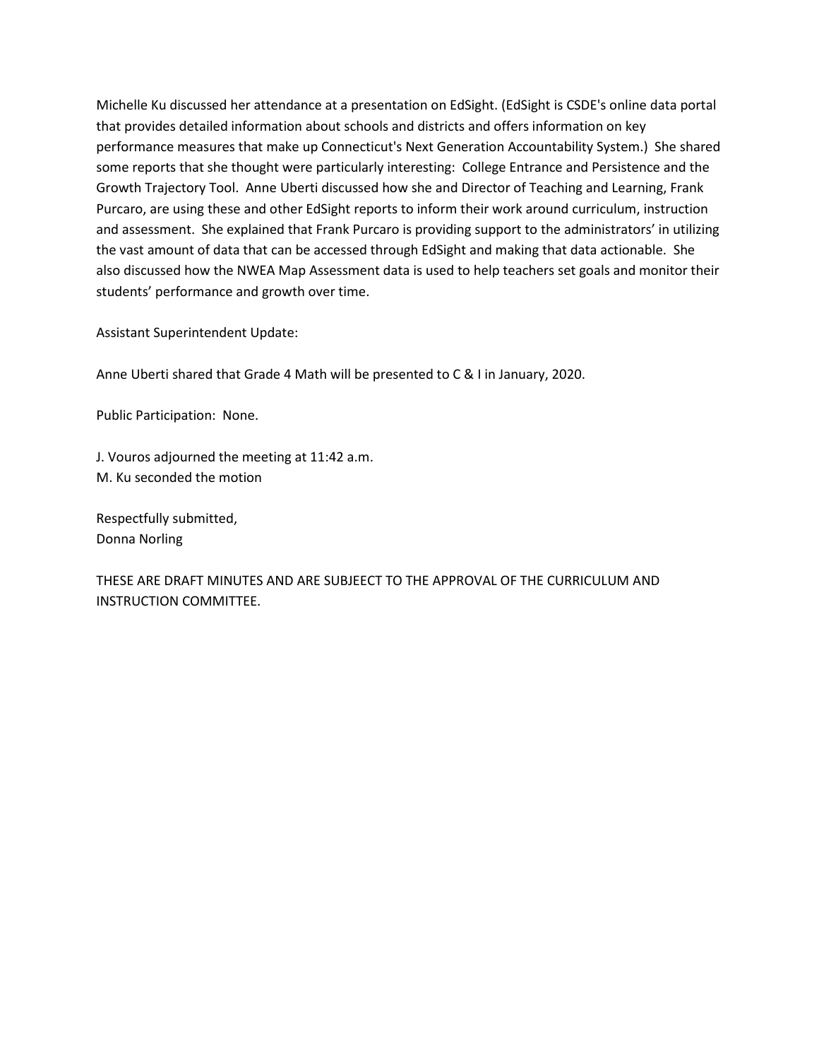Michelle Ku discussed her attendance at a presentation on EdSight. (EdSight is CSDE's online data portal that provides detailed information about schools and districts and offers information on key performance measures that make up Connecticut's Next Generation Accountability System.) She shared some reports that she thought were particularly interesting: College Entrance and Persistence and the Growth Trajectory Tool. Anne Uberti discussed how she and Director of Teaching and Learning, Frank Purcaro, are using these and other EdSight reports to inform their work around curriculum, instruction and assessment. She explained that Frank Purcaro is providing support to the administrators' in utilizing the vast amount of data that can be accessed through EdSight and making that data actionable. She also discussed how the NWEA Map Assessment data is used to help teachers set goals and monitor their students' performance and growth over time.

Assistant Superintendent Update:

Anne Uberti shared that Grade 4 Math will be presented to C & I in January, 2020.

Public Participation: None.

J. Vouros adjourned the meeting at 11:42 a.m.
M. Ku seconded the motion

Respectfully submitted,
Donna Norling

THESE ARE DRAFT MINUTES AND ARE SUBJEECT TO THE APPROVAL OF THE CURRICULUM AND INSTRUCTION COMMITTEE.